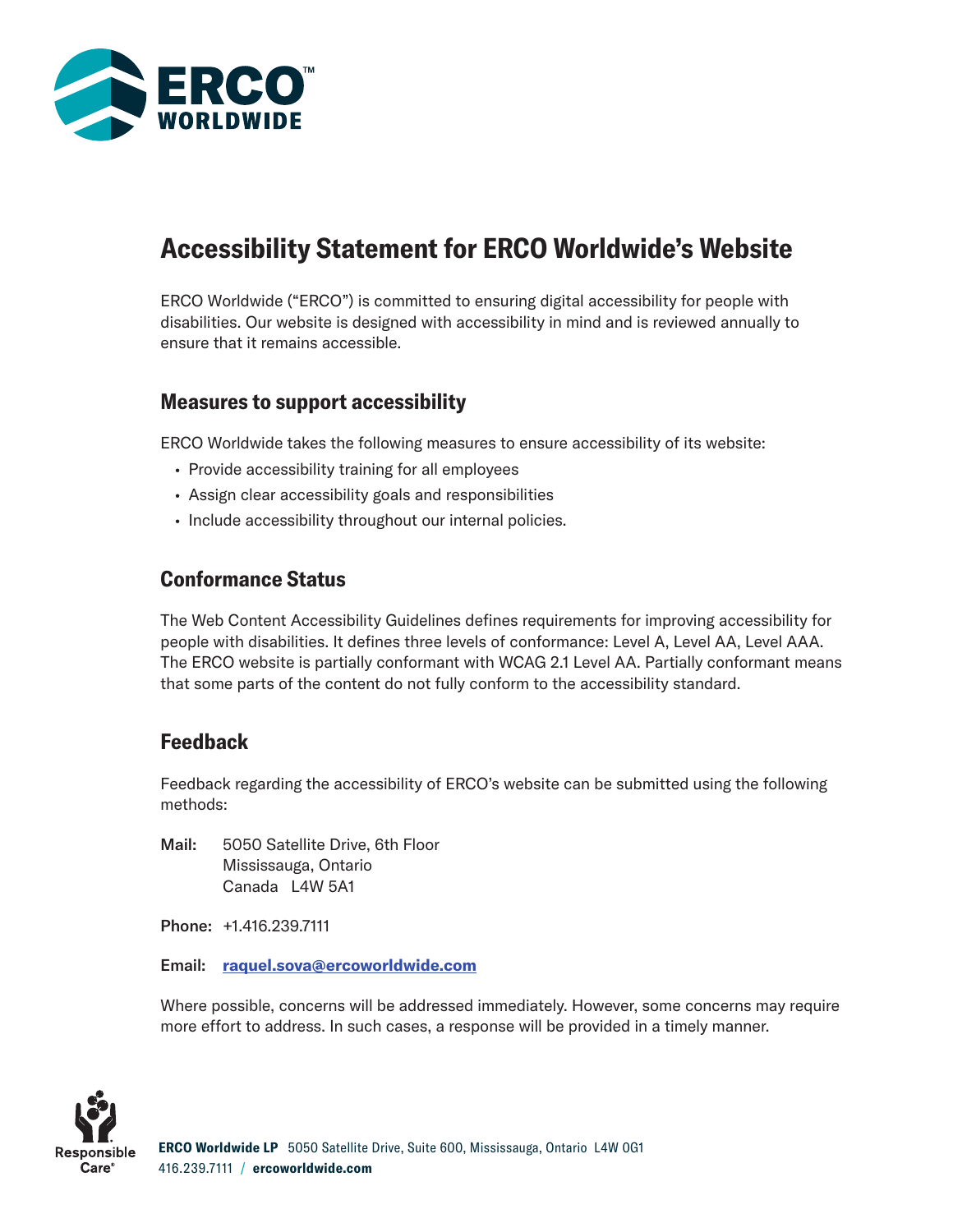# Accessibility Statement for ERCO Worldwide's Website

ERCO Worldwide ("ERCO") is committed to ensuring digital accessibility for people with disabilities. Our website is designed with accessibility in mind and is reviewed annually to ensure that it remains accessible.

## Measures to support accessibility

ERCO Worldwide takes the following measures to ensure accessibility of its website:

- Provide accessibility training for all employees
- Assign clear accessibility goals and responsibilities
- Include accessibility throughout our internal policies.

## Conformance Status

The Web Content Accessibility Guidelines defines requirements for improving accessibility for people with disabilities. It defines three levels of conformance: Level A, Level AA, Level AAA. The ERCO website is partially conformant with WCAG 2.1 Level AA. Partially conformant means that some parts of the content do not fully conform to the accessibility standard.

## Feedback

Feedback regarding the accessibility of ERCO's website can be submitted using the following methods:

**Mail:** 5050 Satellite Drive, 6th Floor
Mississauga, Ontario
Canada L4W 5A1

**Phone:** +1.416.239.7111

**Email:** raquel.sova@ercoworldwide.com

Where possible, concerns will be addressed immediately. However, some concerns may require more effort to address. In such cases, a response will be provided in a timely manner.

**ERCO Worldwide LP** 5050 Satellite Drive, Suite 600, Mississauga, Ontario L4W 0G1
416.239.7111 / **ercoworldwide.com**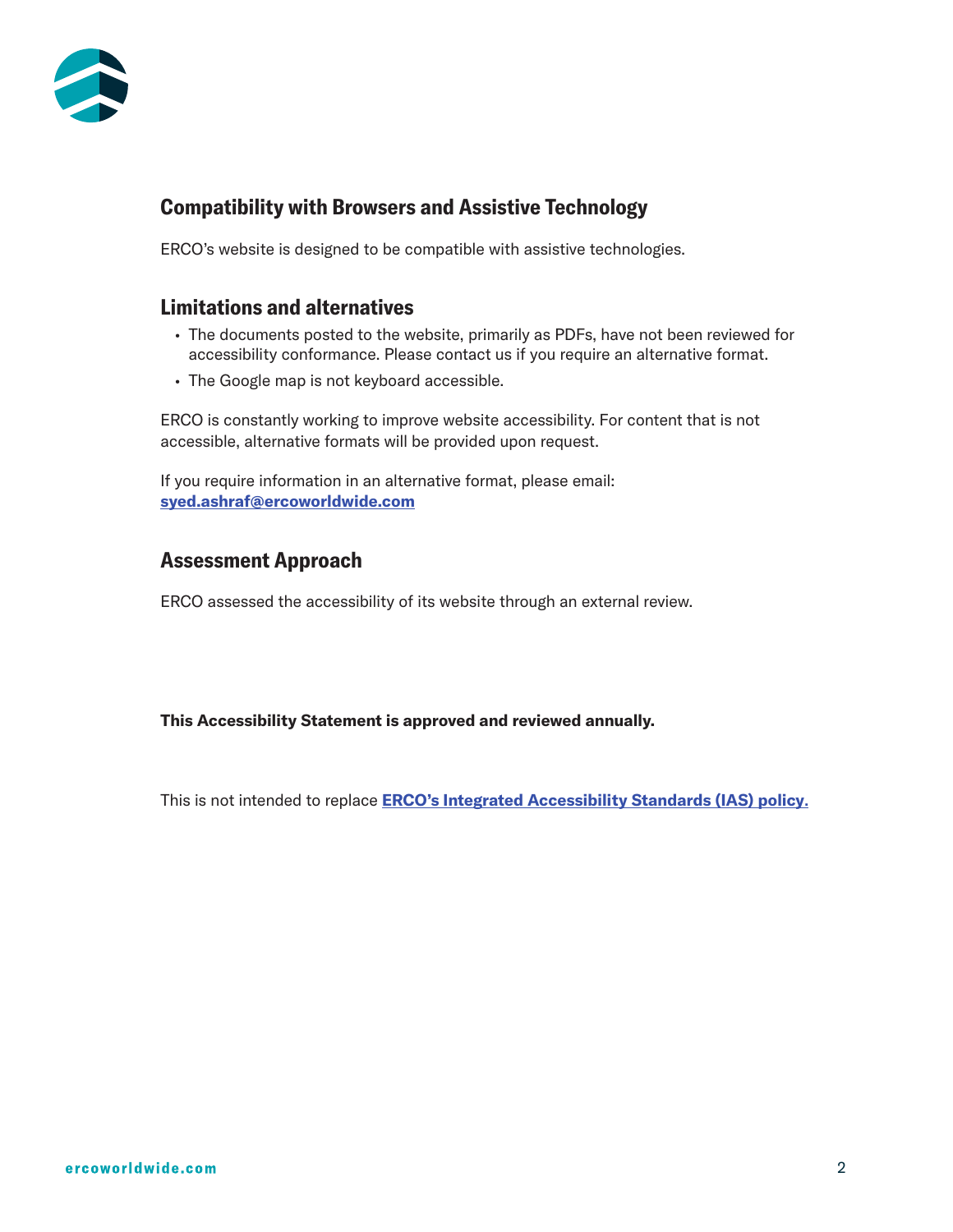## Compatibility with Browsers and Assistive Technology

ERCO's website is designed to be compatible with assistive technologies.

## Limitations and alternatives

- The documents posted to the website, primarily as PDFs, have not been reviewed for accessibility conformance. Please contact us if you require an alternative format.
- The Google map is not keyboard accessible.

ERCO is constantly working to improve website accessibility. For content that is not accessible, alternative formats will be provided upon request.

If you require information in an alternative format, please email:
**syed.ashraf@ercoworldwide.com**

## Assessment Approach

ERCO assessed the accessibility of its website through an external review.

**This Accessibility Statement is approved and reviewed annually.**

This is not intended to replace **ERCO's Integrated Accessibility Standards (IAS) policy.**